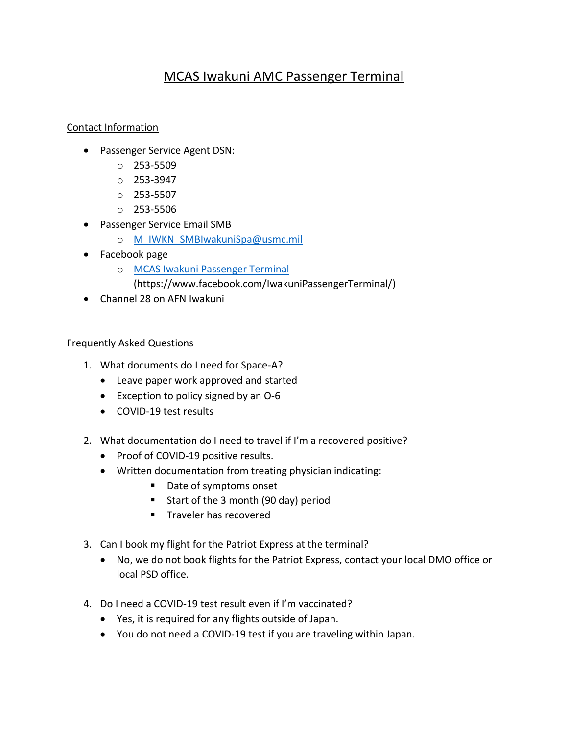# MCAS Iwakuni AMC Passenger Terminal

## Contact Information

- Passenger Service Agent DSN:
  - 253-5509
  - 253-3947
  - 253-5507
  - 253-5506
- Passenger Service Email SMB
  - [M_IWKN_SMBIwakuniSpa@usmc.mil](mailto:M_IWKN_SMBIwakuniSpa@usmc.mil)
- Facebook page
  - [MCAS Iwakuni Passenger Terminal](https://www.facebook.com/IwakuniPassengerTerminal/) (https://www.facebook.com/IwakuniPassengerTerminal/)
- Channel 28 on AFN Iwakuni

## Frequently Asked Questions

1. What documents do I need for Space-A?
   - Leave paper work approved and started
   - Exception to policy signed by an O-6
   - COVID-19 test results

2. What documentation do I need to travel if I'm a recovered positive?
   - Proof of COVID-19 positive results.
   - Written documentation from treating physician indicating:
     - Date of symptoms onset
     - Start of the 3 month (90 day) period
     - Traveler has recovered

3. Can I book my flight for the Patriot Express at the terminal?
   - No, we do not book flights for the Patriot Express, contact your local DMO office or local PSD office.

4. Do I need a COVID-19 test result even if I'm vaccinated?
   - Yes, it is required for any flights outside of Japan.
   - You do not need a COVID-19 test if you are traveling within Japan.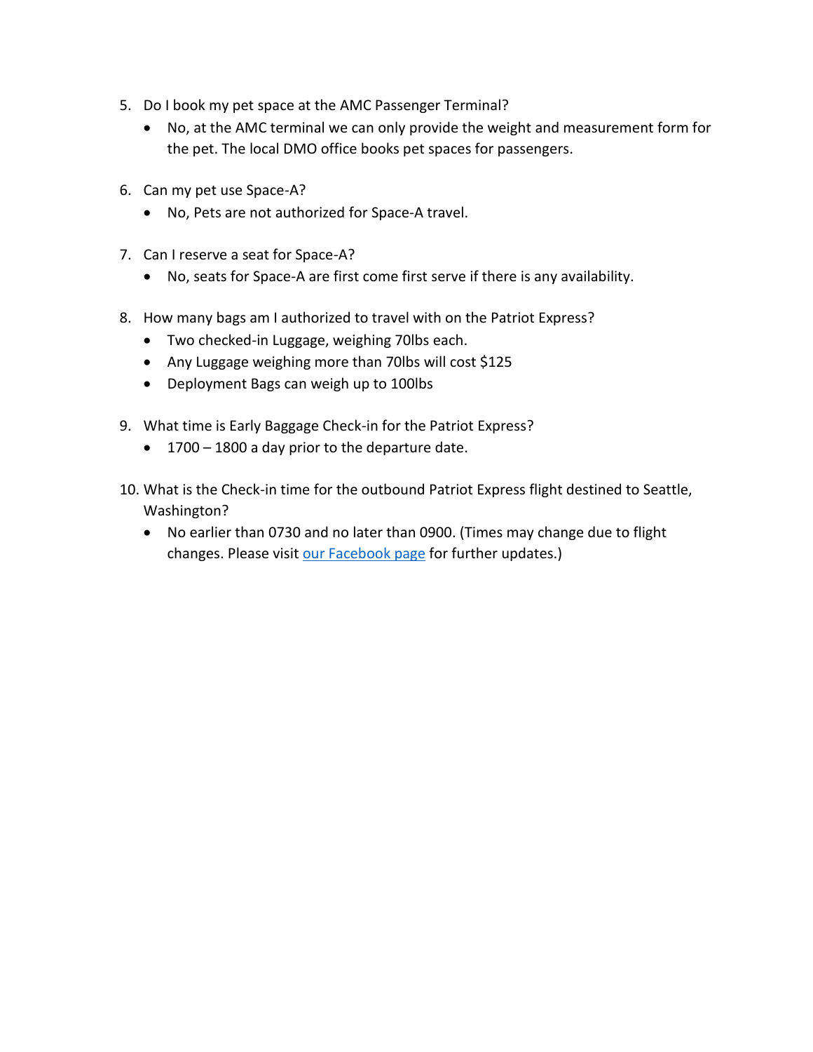5. Do I book my pet space at the AMC Passenger Terminal?
    - No, at the AMC terminal we can only provide the weight and measurement form for the pet. The local DMO office books pet spaces for passengers.

6. Can my pet use Space-A?
    - No, Pets are not authorized for Space-A travel.

7. Can I reserve a seat for Space-A?
    - No, seats for Space-A are first come first serve if there is any availability.

8. How many bags am I authorized to travel with on the Patriot Express?
    - Two checked-in Luggage, weighing 70lbs each.
    - Any Luggage weighing more than 70lbs will cost $125
    - Deployment Bags can weigh up to 100lbs

9. What time is Early Baggage Check-in for the Patriot Express?
    - 1700 – 1800 a day prior to the departure date.

10. What is the Check-in time for the outbound Patriot Express flight destined to Seattle, Washington?
    - No earlier than 0730 and no later than 0900. (Times may change due to flight changes. Please visit our Facebook page for further updates.)